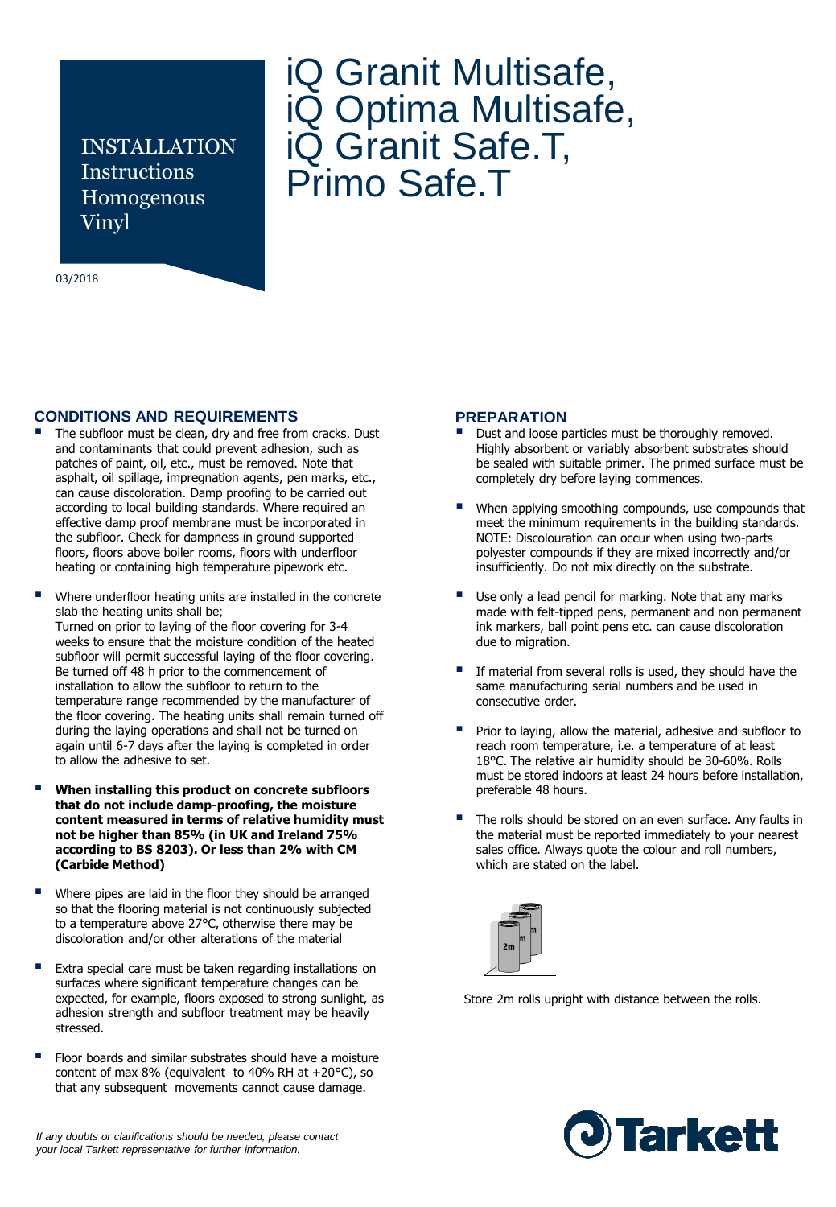INSTALLATION Instructions Homogenous Vinyl

# iQ Granit Multisafe, iQ Optima Multisafe, iQ Granit Safe.T, Primo Safe.T

03/2018

## CONDITIONS AND REQUIREMENTS

- The subfloor must be clean, dry and free from cracks. Dust and contaminants that could prevent adhesion, such as patches of paint, oil, etc., must be removed. Note that asphalt, oil spillage, impregnation agents, pen marks, etc., can cause discoloration. Damp proofing to be carried out according to local building standards. Where required an effective damp proof membrane must be incorporated in the subfloor. Check for dampness in ground supported floors, floors above boiler rooms, floors with underfloor heating or containing high temperature pipework etc.

- Where underfloor heating units are installed in the concrete slab the heating units shall be;
  Turned on prior to laying of the floor covering for 3-4 weeks to ensure that the moisture condition of the heated subfloor will permit successful laying of the floor covering. Be turned off 48 h prior to the commencement of installation to allow the subfloor to return to the temperature range recommended by the manufacturer of the floor covering. The heating units shall remain turned off during the laying operations and shall not be turned on again until 6-7 days after the laying is completed in order to allow the adhesive to set.

- **When installing this product on concrete subfloors that do not include damp-proofing, the moisture content measured in terms of relative humidity must not be higher than 85% (in UK and Ireland 75% according to BS 8203). Or less than 2% with CM (Carbide Method)**

- Where pipes are laid in the floor they should be arranged so that the flooring material is not continuously subjected to a temperature above 27°C, otherwise there may be discoloration and/or other alterations of the material

- Extra special care must be taken regarding installations on surfaces where significant temperature changes can be expected, for example, floors exposed to strong sunlight, as adhesion strength and subfloor treatment may be heavily stressed.

- Floor boards and similar substrates should have a moisture content of max 8% (equivalent to 40% RH at +20°C), so that any subsequent movements cannot cause damage.

## PREPARATION

- Dust and loose particles must be thoroughly removed. Highly absorbent or variably absorbent substrates should be sealed with suitable primer. The primed surface must be completely dry before laying commences.

- When applying smoothing compounds, use compounds that meet the minimum requirements in the building standards. NOTE: Discolouration can occur when using two-parts polyester compounds if they are mixed incorrectly and/or insufficiently. Do not mix directly on the substrate.

- Use only a lead pencil for marking. Note that any marks made with felt-tipped pens, permanent and non permanent ink markers, ball point pens etc. can cause discoloration due to migration.

- If material from several rolls is used, they should have the same manufacturing serial numbers and be used in consecutive order.

- Prior to laying, allow the material, adhesive and subfloor to reach room temperature, i.e. a temperature of at least 18°C. The relative air humidity should be 30-60%. Rolls must be stored indoors at least 24 hours before installation, preferable 48 hours.

- The rolls should be stored on an even surface. Any faults in the material must be reported immediately to your nearest sales office. Always quote the colour and roll numbers, which are stated on the label.

Store 2m rolls upright with distance between the rolls.

*If any doubts or clarifications should be needed, please contact your local Tarkett representative for further information.*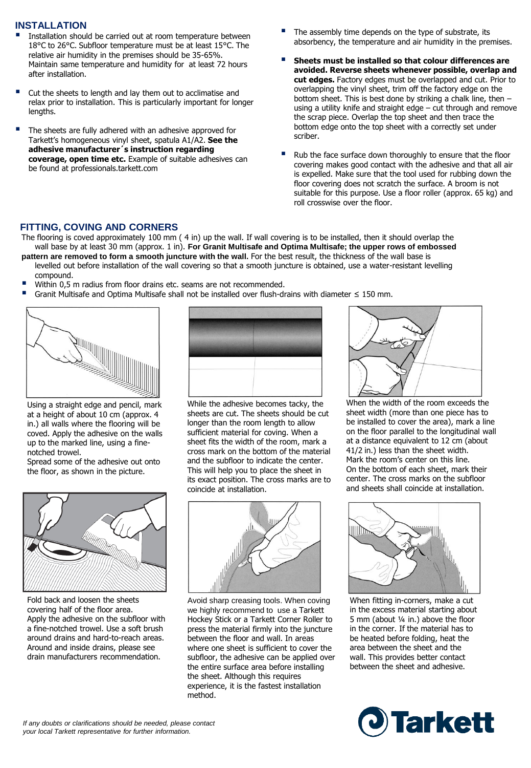## INSTALLATION

- Installation should be carried out at room temperature between 18°C to 26°C. Subfloor temperature must be at least 15°C. The relative air humidity in the premises should be 35-65%. Maintain same temperature and humidity for at least 72 hours after installation.
- Cut the sheets to length and lay them out to acclimatise and relax prior to installation. This is particularly important for longer lengths.
- The sheets are fully adhered with an adhesive approved for Tarkett's homogeneous vinyl sheet, spatula A1/A2. **See the adhesive manufacturer´s instruction regarding coverage, open time etc.** Example of suitable adhesives can be found at professionals.tarkett.com
- The assembly time depends on the type of substrate, its absorbency, the temperature and air humidity in the premises.
- **Sheets must be installed so that colour differences are avoided. Reverse sheets whenever possible, overlap and cut edges.** Factory edges must be overlapped and cut. Prior to overlapping the vinyl sheet, trim off the factory edge on the bottom sheet. This is best done by striking a chalk line, then – using a utility knife and straight edge – cut through and remove the scrap piece. Overlap the top sheet and then trace the bottom edge onto the top sheet with a correctly set under scriber.
- Rub the face surface down thoroughly to ensure that the floor covering makes good contact with the adhesive and that all air is expelled. Make sure that the tool used for rubbing down the floor covering does not scratch the surface. A broom is not suitable for this purpose. Use a floor roller (approx. 65 kg) and roll crosswise over the floor.

## FITTING, COVING AND CORNERS

The flooring is coved approximately 100 mm ( 4 in) up the wall. If wall covering is to be installed, then it should overlap the wall base by at least 30 mm (approx. 1 in). **For Granit Multisafe and Optima Multisafe; the upper rows of embossed pattern are removed to form a smooth juncture with the wall.** For the best result, the thickness of the wall base is levelled out before installation of the wall covering so that a smooth juncture is obtained, use a water-resistant levelling compound.

- Within 0,5 m radius from floor drains etc. seams are not recommended.
- Granit Multisafe and Optima Multisafe shall not be installed over flush-drains with diameter ≤ 150 mm.

Using a straight edge and pencil, mark at a height of about 10 cm (approx. 4 in.) all walls where the flooring will be coved. Apply the adhesive on the walls up to the marked line, using a fine-notched trowel.
Spread some of the adhesive out onto the floor, as shown in the picture.

While the adhesive becomes tacky, the sheets are cut. The sheets should be cut longer than the room length to allow sufficient material for coving. When a sheet fits the width of the room, mark a cross mark on the bottom of the material and the subfloor to indicate the center. This will help you to place the sheet in its exact position. The cross marks are to coincide at installation.

When the width of the room exceeds the sheet width (more than one piece has to be installed to cover the area), mark a line on the floor parallel to the longitudinal wall at a distance equivalent to 12 cm (about 41/2 in.) less than the sheet width. Mark the room's center on this line. On the bottom of each sheet, mark their center. The cross marks on the subfloor and sheets shall coincide at installation.

Fold back and loosen the sheets covering half of the floor area. Apply the adhesive on the subfloor with a fine-notched trowel. Use a soft brush around drains and hard-to-reach areas. Around and inside drains, please see drain manufacturers recommendation.

Avoid sharp creasing tools. When coving we highly recommend to use a Tarkett Hockey Stick or a Tarkett Corner Roller to press the material firmly into the juncture between the floor and wall. In areas where one sheet is sufficient to cover the subfloor, the adhesive can be applied over the entire surface area before installing the sheet. Although this requires experience, it is the fastest installation method.

When fitting in-corners, make a cut in the excess material starting about 5 mm (about ¼ in.) above the floor in the corner. If the material has to be heated before folding, heat the area between the sheet and the wall. This provides better contact between the sheet and adhesive.

*If any doubts or clarifications should be needed, please contact your local Tarkett representative for further information.*

Tarkett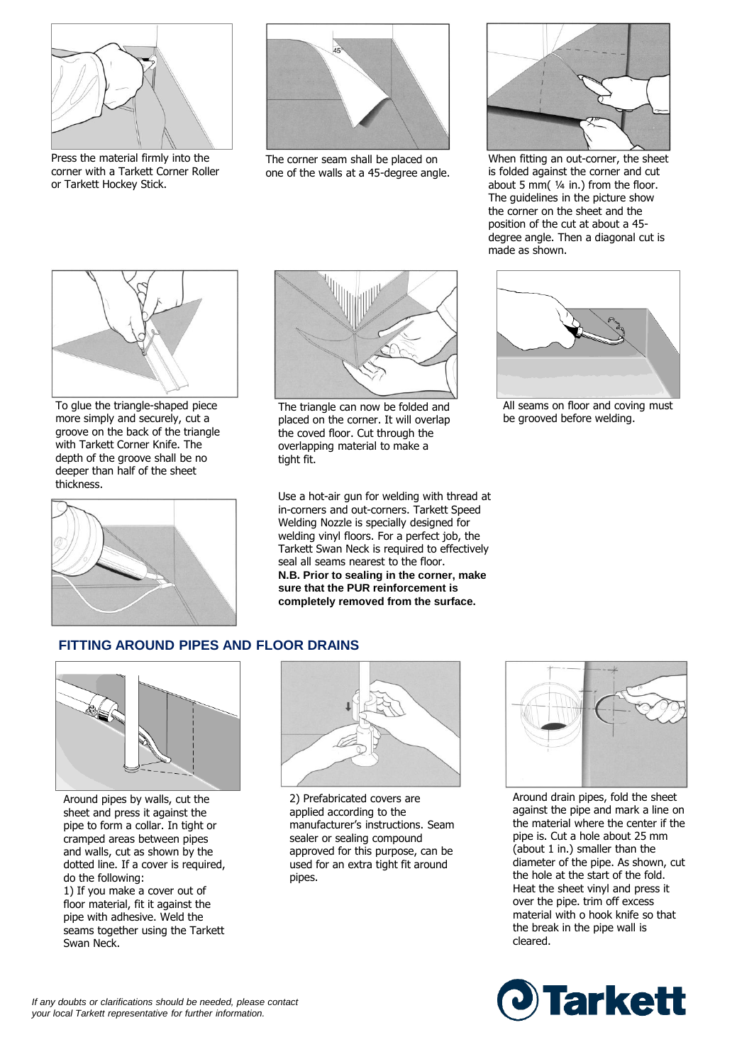Press the material firmly into the corner with a Tarkett Corner Roller or Tarkett Hockey Stick.

The corner seam shall be placed on one of the walls at a 45-degree angle.

When fitting an out-corner, the sheet is folded against the corner and cut about 5 mm( ¼ in.) from the floor. The guidelines in the picture show the corner on the sheet and the position of the cut at about a 45-degree angle. Then a diagonal cut is made as shown.

To glue the triangle-shaped piece more simply and securely, cut a groove on the back of the triangle with Tarkett Corner Knife. The depth of the groove shall be no deeper than half of the sheet thickness.

The triangle can now be folded and placed on the corner. It will overlap the coved floor. Cut through the overlapping material to make a tight fit.

All seams on floor and coving must be grooved before welding.

Use a hot-air gun for welding with thread at in-corners and out-corners. Tarkett Speed Welding Nozzle is specially designed for welding vinyl floors. For a perfect job, the Tarkett Swan Neck is required to effectively seal all seams nearest to the floor.
**N.B. Prior to sealing in the corner, make sure that the PUR reinforcement is completely removed from the surface.**

## FITTING AROUND PIPES AND FLOOR DRAINS

Around pipes by walls, cut the sheet and press it against the pipe to form a collar. In tight or cramped areas between pipes and walls, cut as shown by the dotted line. If a cover is required, do the following:
1) If you make a cover out of floor material, fit it against the pipe with adhesive. Weld the seams together using the Tarkett Swan Neck.

2) Prefabricated covers are applied according to the manufacturer's instructions. Seam sealer or sealing compound approved for this purpose, can be used for an extra tight fit around pipes.

Around drain pipes, fold the sheet against the pipe and mark a line on the material where the center if the pipe is. Cut a hole about 25 mm (about 1 in.) smaller than the diameter of the pipe. As shown, cut the hole at the start of the fold. Heat the sheet vinyl and press it over the pipe. trim off excess material with o hook knife so that the break in the pipe wall is cleared.

*If any doubts or clarifications should be needed, please contact your local Tarkett representative for further information.*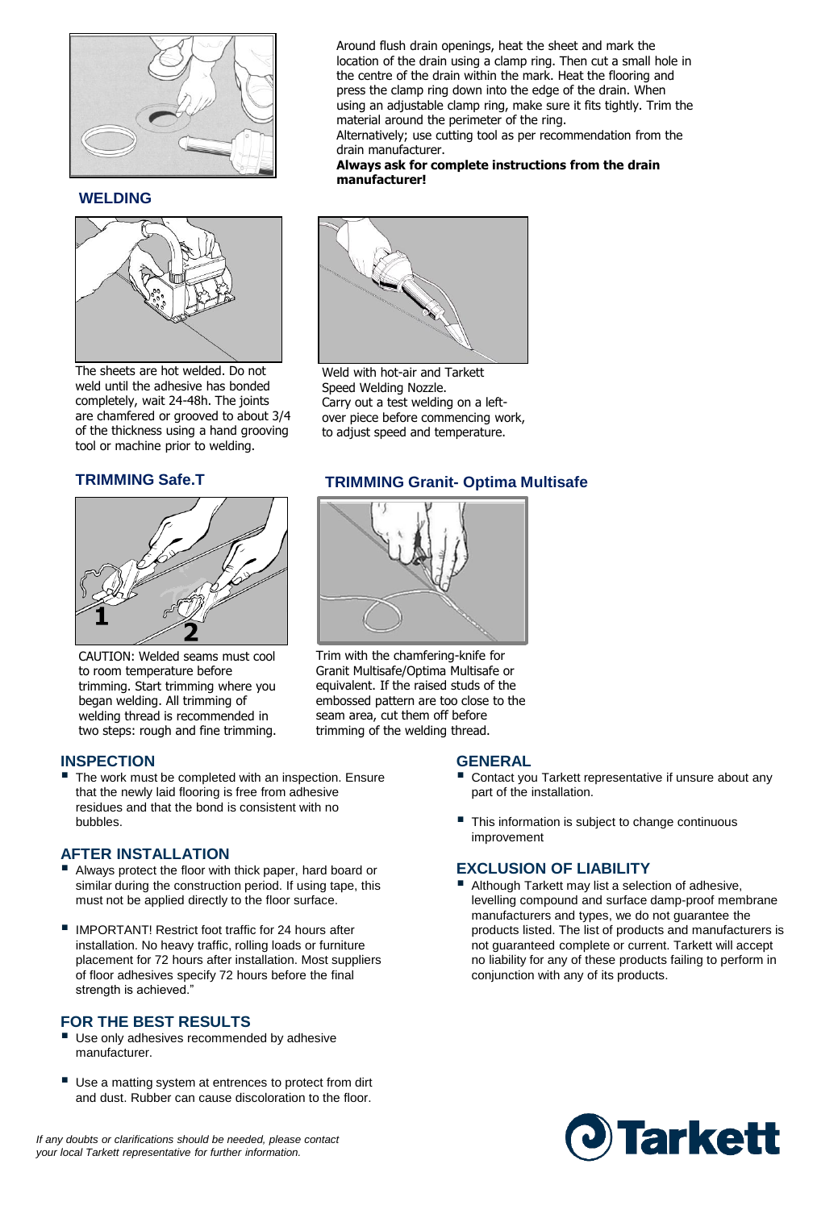Around flush drain openings, heat the sheet and mark the location of the drain using a clamp ring. Then cut a small hole in the centre of the drain within the mark. Heat the flooring and press the clamp ring down into the edge of the drain. When using an adjustable clamp ring, make sure it fits tightly. Trim the material around the perimeter of the ring.
Alternatively; use cutting tool as per recommendation from the drain manufacturer.
**Always ask for complete instructions from the drain manufacturer!**

## WELDING

The sheets are hot welded. Do not weld until the adhesive has bonded completely, wait 24-48h. The joints are chamfered or grooved to about 3/4 of the thickness using a hand grooving tool or machine prior to welding.

Weld with hot-air and Tarkett Speed Welding Nozzle.
Carry out a test welding on a left-over piece before commencing work, to adjust speed and temperature.

## TRIMMING Safe.T

CAUTION: Welded seams must cool to room temperature before trimming. Start trimming where you began welding. All trimming of welding thread is recommended in two steps: rough and fine trimming.

## TRIMMING Granit- Optima Multisafe

Trim with the chamfering-knife for Granit Multisafe/Optima Multisafe or equivalent. If the raised studs of the embossed pattern are too close to the seam area, cut them off before trimming of the welding thread.

## INSPECTION

- The work must be completed with an inspection. Ensure that the newly laid flooring is free from adhesive residues and that the bond is consistent with no bubbles.

## AFTER INSTALLATION

- Always protect the floor with thick paper, hard board or similar during the construction period. If using tape, this must not be applied directly to the floor surface.
- IMPORTANT! Restrict foot traffic for 24 hours after installation. No heavy traffic, rolling loads or furniture placement for 72 hours after installation. Most suppliers of floor adhesives specify 72 hours before the final strength is achieved."

## FOR THE BEST RESULTS

- Use only adhesives recommended by adhesive manufacturer.
- Use a matting system at entrences to protect from dirt and dust. Rubber can cause discoloration to the floor.

## GENERAL

- Contact you Tarkett representative if unsure about any part of the installation.
- This information is subject to change continuous improvement

## EXCLUSION OF LIABILITY

- Although Tarkett may list a selection of adhesive, levelling compound and surface damp-proof membrane manufacturers and types, we do not guarantee the products listed. The list of products and manufacturers is not guaranteed complete or current. Tarkett will accept no liability for any of these products failing to perform in conjunction with any of its products.

*If any doubts or clarifications should be needed, please contact your local Tarkett representative for further information.*

Tarkett